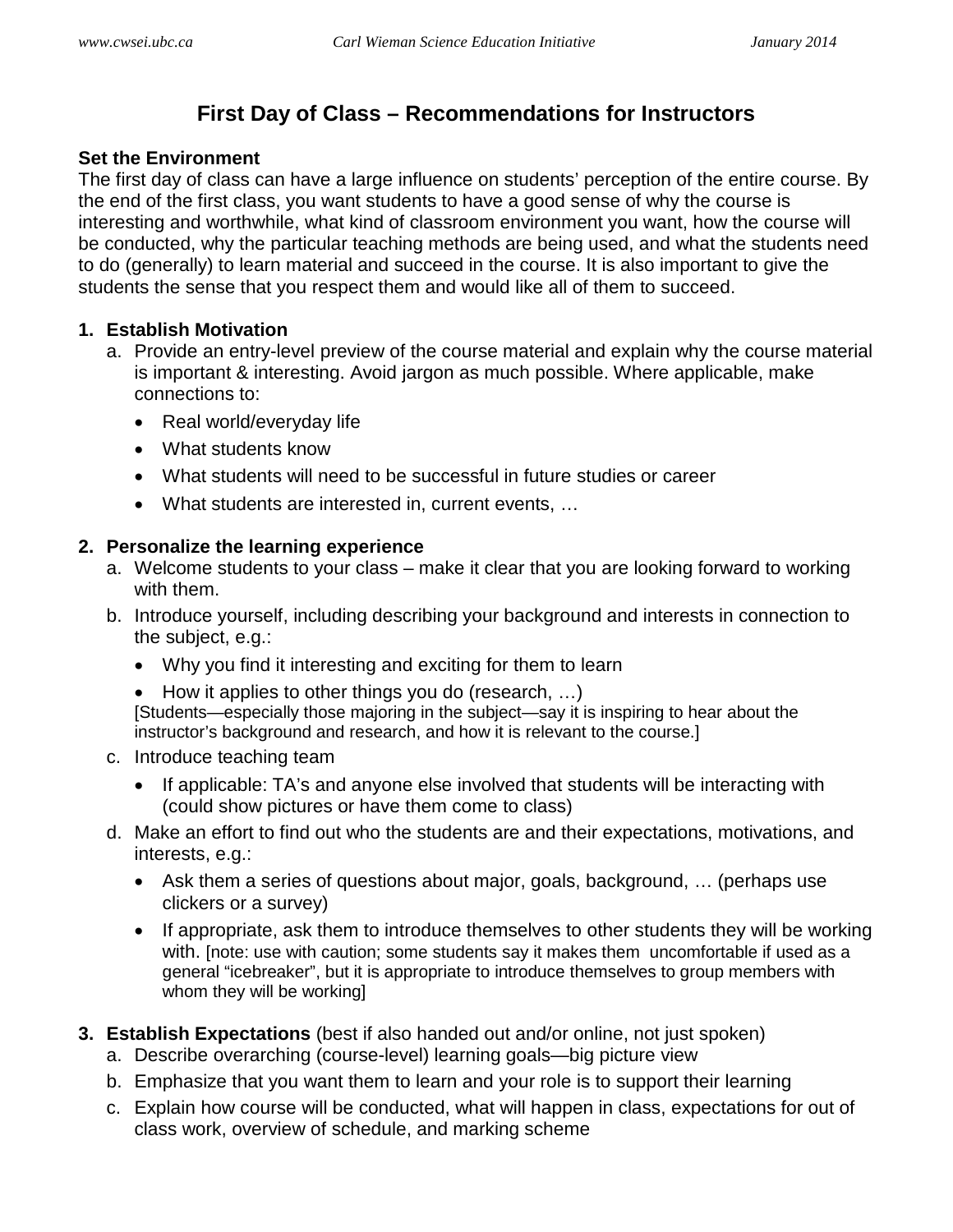# First Day of Class – Recommendations for Instructors

**Set the Environment**

The first day of class can have a large influence on students' perception of the entire course. By the end of the first class, you want students to have a good sense of why the course is interesting and worthwhile, what kind of classroom environment you want, how the course will be conducted, why the particular teaching methods are being used, and what the students need to do (generally) to learn material and succeed in the course. It is also important to give the students the sense that you respect them and would like all of them to succeed.

1. **Establish Motivation**
   a. Provide an entry-level preview of the course material and explain why the course material is important & interesting. Avoid jargon as much possible. Where applicable, make connections to:
      - Real world/everyday life
      - What students know
      - What students will need to be successful in future studies or career
      - What students are interested in, current events, …

2. **Personalize the learning experience**
   a. Welcome students to your class – make it clear that you are looking forward to working with them.
   b. Introduce yourself, including describing your background and interests in connection to the subject, e.g.:
      - Why you find it interesting and exciting for them to learn
      - How it applies to other things you do (research, …)

      [Students—especially those majoring in the subject—say it is inspiring to hear about the instructor's background and research, and how it is relevant to the course.]
   c. Introduce teaching team
      - If applicable: TA's and anyone else involved that students will be interacting with (could show pictures or have them come to class)
   d. Make an effort to find out who the students are and their expectations, motivations, and interests, e.g.:
      - Ask them a series of questions about major, goals, background, … (perhaps use clickers or a survey)
      - If appropriate, ask them to introduce themselves to other students they will be working with. [note: use with caution; some students say it makes them uncomfortable if used as a general "icebreaker", but it is appropriate to introduce themselves to group members with whom they will be working]

3. **Establish Expectations** (best if also handed out and/or online, not just spoken)
   a. Describe overarching (course-level) learning goals—big picture view
   b. Emphasize that you want them to learn and your role is to support their learning
   c. Explain how course will be conducted, what will happen in class, expectations for out of class work, overview of schedule, and marking scheme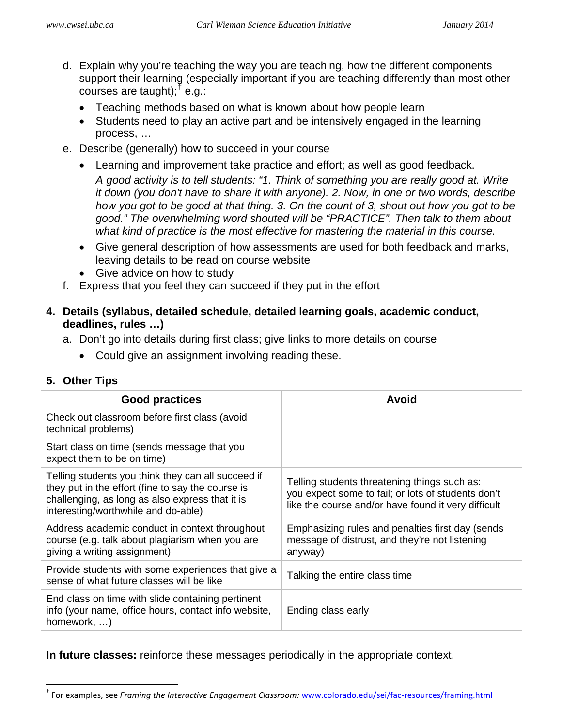d. Explain why you're teaching the way you are teaching, how the different components support their learning (especially important if you are teaching differently than most other courses are taught);[†] e.g.:
   - Teaching methods based on what is known about how people learn
   - Students need to play an active part and be intensively engaged in the learning process, …

e. Describe (generally) how to succeed in your course
   - Learning and improvement take practice and effort; as well as good feedback. *A good activity is to tell students: "1. Think of something you are really good at. Write it down (you don't have to share it with anyone). 2. Now, in one or two words, describe how you got to be good at that thing. 3. On the count of 3, shout out how you got to be good." The overwhelming word shouted will be "PRACTICE". Then talk to them about what kind of practice is the most effective for mastering the material in this course.*
   - Give general description of how assessments are used for both feedback and marks, leaving details to be read on course website
   - Give advice on how to study

f. Express that you feel they can succeed if they put in the effort

**4. Details (syllabus, detailed schedule, detailed learning goals, academic conduct, deadlines, rules …)**

a. Don't go into details during first class; give links to more details on course
   - Could give an assignment involving reading these.

**5. Other Tips**

| Good practices | Avoid |
|---|---|
| Check out classroom before first class (avoid technical problems) | |
| Start class on time (sends message that you expect them to be on time) | |
| Telling students you think they can all succeed if they put in the effort (fine to say the course is challenging, as long as also express that it is interesting/worthwhile and do-able) | Telling students threatening things such as: you expect some to fail; or lots of students don't like the course and/or have found it very difficult |
| Address academic conduct in context throughout course (e.g. talk about plagiarism when you are giving a writing assignment) | Emphasizing rules and penalties first day (sends message of distrust, and they're not listening anyway) |
| Provide students with some experiences that give a sense of what future classes will be like | Talking the entire class time |
| End class on time with slide containing pertinent info (your name, office hours, contact info website, homework, …) | Ending class early |

**In future classes:** reinforce these messages periodically in the appropriate context.

---

[†] For examples, see *Framing the Interactive Engagement Classroom:* www.colorado.edu/sei/fac-resources/framing.html